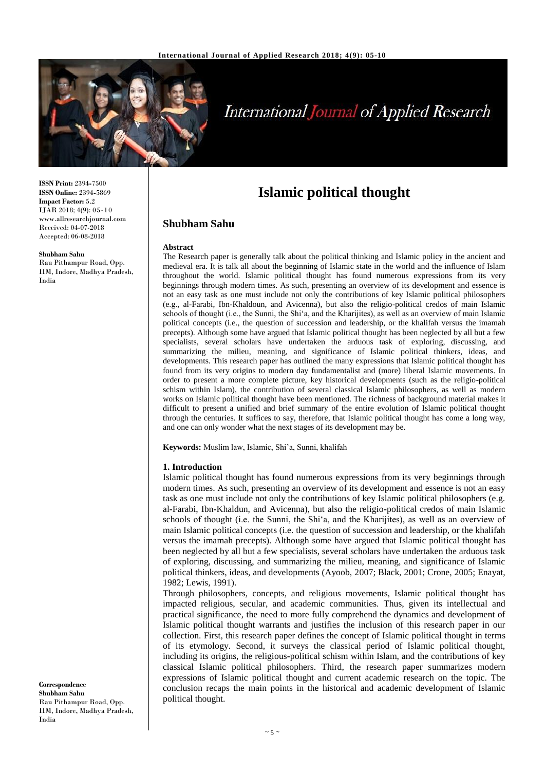**ISSN Print:** 2394-7500
**ISSN Online:** 2394-5869
**Impact Factor:** 5.2
IJAR 2018; 4(9): 05-10
www.allresearchjournal.com
Received: 04-07-2018
Accepted: 06-08-2018

**Shubham Sahu**
Rau Pithampur Road, Opp. IIM, Indore, Madhya Pradesh, India

**Correspondence**
**Shubham Sahu**
Rau Pithampur Road, Opp. IIM, Indore, Madhya Pradesh, India

# Islamic political thought

## Shubham Sahu

**Abstract**

The Research paper is generally talk about the political thinking and Islamic policy in the ancient and medieval era. It is talk all about the beginning of Islamic state in the world and the influence of Islam throughout the world. Islamic political thought has found numerous expressions from its very beginnings through modern times. As such, presenting an overview of its development and essence is not an easy task as one must include not only the contributions of key Islamic political philosophers (e.g., al-Farabi, Ibn-Khaldoun, and Avicenna), but also the religio-political credos of main Islamic schools of thought (i.e., the Sunni, the Shi'a, and the Kharijites), as well as an overview of main Islamic political concepts (i.e., the question of succession and leadership, or the khalifah versus the imamah precepts). Although some have argued that Islamic political thought has been neglected by all but a few specialists, several scholars have undertaken the arduous task of exploring, discussing, and summarizing the milieu, meaning, and significance of Islamic political thinkers, ideas, and developments. This research paper has outlined the many expressions that Islamic political thought has found from its very origins to modern day fundamentalist and (more) liberal Islamic movements. In order to present a more complete picture, key historical developments (such as the religio-political schism within Islam), the contribution of several classical Islamic philosophers, as well as modern works on Islamic political thought have been mentioned. The richness of background material makes it difficult to present a unified and brief summary of the entire evolution of Islamic political thought through the centuries. It suffices to say, therefore, that Islamic political thought has come a long way, and one can only wonder what the next stages of its development may be.

**Keywords:** Muslim law, Islamic, Shi'a, Sunni, khalifah

### 1. Introduction

Islamic political thought has found numerous expressions from its very beginnings through modern times. As such, presenting an overview of its development and essence is not an easy task as one must include not only the contributions of key Islamic political philosophers (e.g. al-Farabi, Ibn-Khaldun, and Avicenna), but also the religio-political credos of main Islamic schools of thought (i.e. the Sunni, the Shi'a, and the Kharijites), as well as an overview of main Islamic political concepts (i.e. the question of succession and leadership, or the khalifah versus the imamah precepts). Although some have argued that Islamic political thought has been neglected by all but a few specialists, several scholars have undertaken the arduous task of exploring, discussing, and summarizing the milieu, meaning, and significance of Islamic political thinkers, ideas, and developments (Ayoob, 2007; Black, 2001; Crone, 2005; Enayat, 1982; Lewis, 1991).

Through philosophers, concepts, and religious movements, Islamic political thought has impacted religious, secular, and academic communities. Thus, given its intellectual and practical significance, the need to more fully comprehend the dynamics and development of Islamic political thought warrants and justifies the inclusion of this research paper in our collection. First, this research paper defines the concept of Islamic political thought in terms of its etymology. Second, it surveys the classical period of Islamic political thought, including its origins, the religious-political schism within Islam, and the contributions of key classical Islamic political philosophers. Third, the research paper summarizes modern expressions of Islamic political thought and current academic research on the topic. The conclusion recaps the main points in the historical and academic development of Islamic political thought.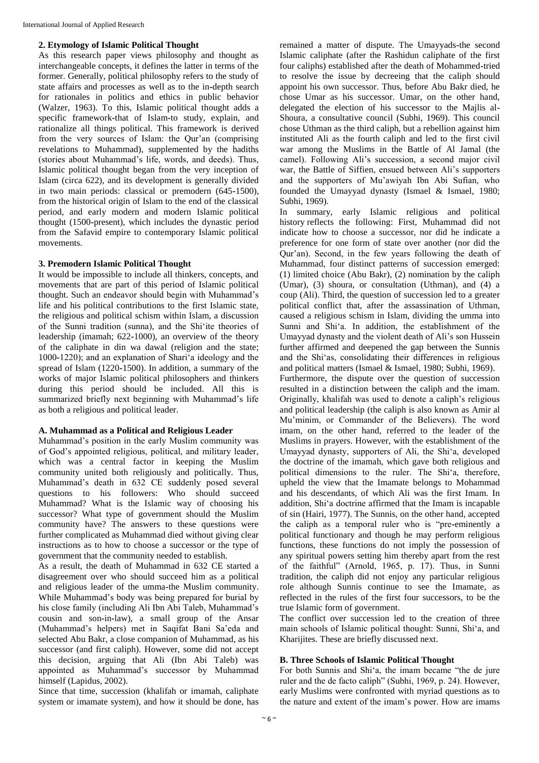## 2. Etymology of Islamic Political Thought

As this research paper views philosophy and thought as interchangeable concepts, it defines the latter in terms of the former. Generally, political philosophy refers to the study of state affairs and processes as well as to the in-depth search for rationales in politics and ethics in public behavior (Walzer, 1963). To this, Islamic political thought adds a specific framework-that of Islam-to study, explain, and rationalize all things political. This framework is derived from the very sources of Islam: the Qur'an (comprising revelations to Muhammad), supplemented by the hadiths (stories about Muhammad's life, words, and deeds). Thus, Islamic political thought began from the very inception of Islam (circa 622), and its development is generally divided in two main periods: classical or premodern (645-1500), from the historical origin of Islam to the end of the classical period, and early modern and modern Islamic political thought (1500-present), which includes the dynastic period from the Safavid empire to contemporary Islamic political movements.

## 3. Premodern Islamic Political Thought

It would be impossible to include all thinkers, concepts, and movements that are part of this period of Islamic political thought. Such an endeavor should begin with Muhammad's life and his political contributions to the first Islamic state, the religious and political schism within Islam, a discussion of the Sunni tradition (sunna), and the Shi'ite theories of leadership (imamah; 622-1000), an overview of the theory of the caliphate in din wa dawal (religion and the state; 1000-1220); and an explanation of Shari'a ideology and the spread of Islam (1220-1500). In addition, a summary of the works of major Islamic political philosophers and thinkers during this period should be included. All this is summarized briefly next beginning with Muhammad's life as both a religious and political leader.

### A. Muhammad as a Political and Religious Leader

Muhammad's position in the early Muslim community was of God's appointed religious, political, and military leader, which was a central factor in keeping the Muslim community united both religiously and politically. Thus, Muhammad's death in 632 CE suddenly posed several questions to his followers: Who should succeed Muhammad? What is the Islamic way of choosing his successor? What type of government should the Muslim community have? The answers to these questions were further complicated as Muhammad died without giving clear instructions as to how to choose a successor or the type of government that the community needed to establish.

As a result, the death of Muhammad in 632 CE started a disagreement over who should succeed him as a political and religious leader of the umma-the Muslim community. While Muhammad's body was being prepared for burial by his close family (including Ali Ibn Abi Taleb, Muhammad's cousin and son-in-law), a small group of the Ansar (Muhammad's helpers) met in Saqifat Bani Sa'eda and selected Abu Bakr, a close companion of Muhammad, as his successor (and first caliph). However, some did not accept this decision, arguing that Ali (Ibn Abi Taleb) was appointed as Muhammad's successor by Muhammad himself (Lapidus, 2002).

Since that time, succession (khalifah or imamah, caliphate system or imamate system), and how it should be done, has remained a matter of dispute. The Umayyads-the second Islamic caliphate (after the Rashidun caliphate of the first four caliphs) established after the death of Mohammed-tried to resolve the issue by decreeing that the caliph should appoint his own successor. Thus, before Abu Bakr died, he chose Umar as his successor. Umar, on the other hand, delegated the election of his successor to the Majlis al-Shoura, a consultative council (Subhi, 1969). This council chose Uthman as the third caliph, but a rebellion against him instituted Ali as the fourth caliph and led to the first civil war among the Muslims in the Battle of Al Jamal (the camel). Following Ali's succession, a second major civil war, the Battle of Siffien, ensued between Ali's supporters and the supporters of Mu'awiyah Ibn Abi Sufian, who founded the Umayyad dynasty (Ismael & Ismael, 1980; Subhi, 1969).

In summary, early Islamic religious and political history reflects the following: First, Muhammad did not indicate how to choose a successor, nor did he indicate a preference for one form of state over another (nor did the Qur'an). Second, in the few years following the death of Muhammad, four distinct patterns of succession emerged: (1) limited choice (Abu Bakr), (2) nomination by the caliph (Umar), (3) shoura, or consultation (Uthman), and (4) a coup (Ali). Third, the question of succession led to a greater political conflict that, after the assassination of Uthman, caused a religious schism in Islam, dividing the umma into Sunni and Shi'a. In addition, the establishment of the Umayyad dynasty and the violent death of Ali's son Hussein further affirmed and deepened the gap between the Sunnis and the Shi'as, consolidating their differences in religious and political matters (Ismael & Ismael, 1980; Subhi, 1969).

Furthermore, the dispute over the question of succession resulted in a distinction between the caliph and the imam. Originally, khalifah was used to denote a caliph's religious and political leadership (the caliph is also known as Amir al Mu'minim, or Commander of the Believers). The word imam, on the other hand, referred to the leader of the Muslims in prayers. However, with the establishment of the Umayyad dynasty, supporters of Ali, the Shi'a, developed the doctrine of the imamah, which gave both religious and political dimensions to the ruler. The Shi'a, therefore, upheld the view that the Imamate belongs to Mohammad and his descendants, of which Ali was the first Imam. In addition, Shi'a doctrine affirmed that the Imam is incapable of sin (Hairi, 1977). The Sunnis, on the other hand, accepted the caliph as a temporal ruler who is "pre-eminently a political functionary and though he may perform religious functions, these functions do not imply the possession of any spiritual powers setting him thereby apart from the rest of the faithful" (Arnold, 1965, p. 17). Thus, in Sunni tradition, the caliph did not enjoy any particular religious role although Sunnis continue to see the Imamate, as reflected in the rules of the first four successors, to be the true Islamic form of government.

The conflict over succession led to the creation of three main schools of Islamic political thought: Sunni, Shi'a, and Kharijites. These are briefly discussed next.

### B. Three Schools of Islamic Political Thought

For both Sunnis and Shi'a, the imam became "the de jure ruler and the de facto caliph" (Subhi, 1969, p. 24). However, early Muslims were confronted with myriad questions as to the nature and extent of the imam's power. How are imams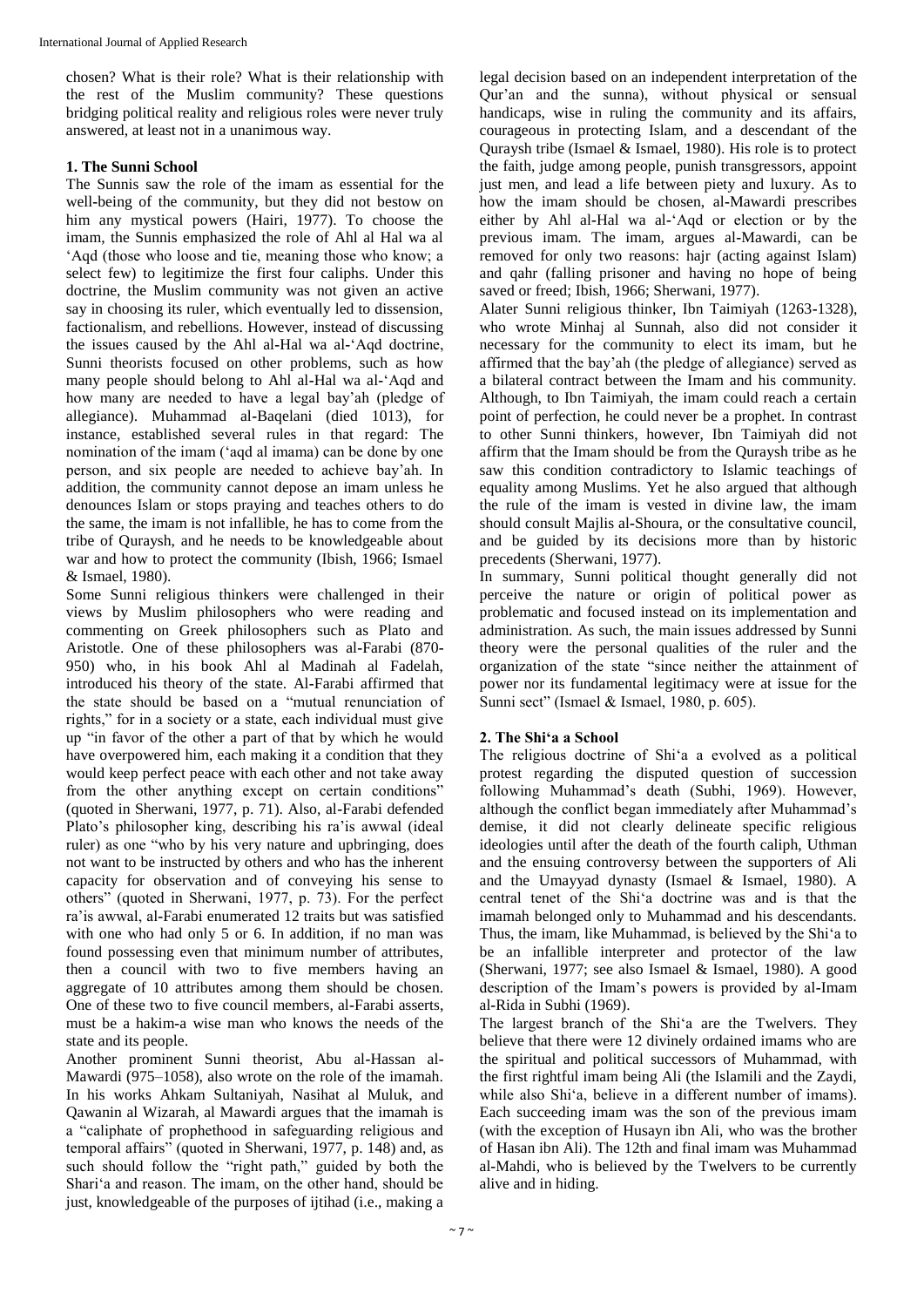chosen? What is their role? What is their relationship with the rest of the Muslim community? These questions bridging political reality and religious roles were never truly answered, at least not in a unanimous way.

## 1. The Sunni School

The Sunnis saw the role of the imam as essential for the well-being of the community, but they did not bestow on him any mystical powers (Hairi, 1977). To choose the imam, the Sunnis emphasized the role of Ahl al Hal wa al 'Aqd (those who loose and tie, meaning those who know; a select few) to legitimize the first four caliphs. Under this doctrine, the Muslim community was not given an active say in choosing its ruler, which eventually led to dissension, factionalism, and rebellions. However, instead of discussing the issues caused by the Ahl al-Hal wa al-'Aqd doctrine, Sunni theorists focused on other problems, such as how many people should belong to Ahl al-Hal wa al-'Aqd and how many are needed to have a legal bay'ah (pledge of allegiance). Muhammad al-Baqelani (died 1013), for instance, established several rules in that regard: The nomination of the imam ('aqd al imama) can be done by one person, and six people are needed to achieve bay'ah. In addition, the community cannot depose an imam unless he denounces Islam or stops praying and teaches others to do the same, the imam is not infallible, he has to come from the tribe of Quraysh, and he needs to be knowledgeable about war and how to protect the community (Ibish, 1966; Ismael & Ismael, 1980).

Some Sunni religious thinkers were challenged in their views by Muslim philosophers who were reading and commenting on Greek philosophers such as Plato and Aristotle. One of these philosophers was al-Farabi (870-950) who, in his book Ahl al Madinah al Fadelah, introduced his theory of the state. Al-Farabi affirmed that the state should be based on a "mutual renunciation of rights," for in a society or a state, each individual must give up "in favor of the other a part of that by which he would have overpowered him, each making it a condition that they would keep perfect peace with each other and not take away from the other anything except on certain conditions" (quoted in Sherwani, 1977, p. 71). Also, al-Farabi defended Plato's philosopher king, describing his ra'is awwal (ideal ruler) as one "who by his very nature and upbringing, does not want to be instructed by others and who has the inherent capacity for observation and of conveying his sense to others" (quoted in Sherwani, 1977, p. 73). For the perfect ra'is awwal, al-Farabi enumerated 12 traits but was satisfied with one who had only 5 or 6. In addition, if no man was found possessing even that minimum number of attributes, then a council with two to five members having an aggregate of 10 attributes among them should be chosen. One of these two to five council members, al-Farabi asserts, must be a hakim-a wise man who knows the needs of the state and its people.

Another prominent Sunni theorist, Abu al-Hassan al-Mawardi (975–1058), also wrote on the role of the imamah. In his works Ahkam Sultaniyah, Nasihat al Muluk, and Qawanin al Wizarah, al Mawardi argues that the imamah is a "caliphate of prophethood in safeguarding religious and temporal affairs" (quoted in Sherwani, 1977, p. 148) and, as such should follow the "right path," guided by both the Shari'a and reason. The imam, on the other hand, should be just, knowledgeable of the purposes of ijtihad (i.e., making a legal decision based on an independent interpretation of the Qur'an and the sunna), without physical or sensual handicaps, wise in ruling the community and its affairs, courageous in protecting Islam, and a descendant of the Quraysh tribe (Ismael & Ismael, 1980). His role is to protect the faith, judge among people, punish transgressors, appoint just men, and lead a life between piety and luxury. As to how the imam should be chosen, al-Mawardi prescribes either by Ahl al-Hal wa al-'Aqd or by election or by the previous imam. The imam, argues al-Mawardi, can be removed for only two reasons: hajr (acting against Islam) and qahr (falling prisoner and having no hope of being saved or freed; Ibish, 1966; Sherwani, 1977).

Alater Sunni religious thinker, Ibn Taimiyah (1263-1328), who wrote Minhaj al Sunnah, also did not consider it necessary for the community to elect its imam, but he affirmed that the bay'ah (the pledge of allegiance) served as a bilateral contract between the Imam and his community. Although, to Ibn Taimiyah, the imam could reach a certain point of perfection, he could never be a prophet. In contrast to other Sunni thinkers, however, Ibn Taimiyah did not affirm that the Imam should be from the Quraysh tribe as he saw this condition contradictory to Islamic teachings of equality among Muslims. Yet he also argued that although the rule of the imam is vested in divine law, the imam should consult Majlis al-Shoura, or the consultative council, and be guided by its decisions more than by historic precedents (Sherwani, 1977).

In summary, Sunni political thought generally did not perceive the nature or origin of political power as problematic and focused instead on its implementation and administration. As such, the main issues addressed by Sunni theory were the personal qualities of the ruler and the organization of the state "since neither the attainment of power nor its fundamental legitimacy were at issue for the Sunni sect" (Ismael & Ismael, 1980, p. 605).

## 2. The Shi'a a School

The religious doctrine of Shi'a a evolved as a political protest regarding the disputed question of succession following Muhammad's death (Subhi, 1969). However, although the conflict began immediately after Muhammad's demise, it did not clearly delineate specific religious ideologies until after the death of the fourth caliph, Uthman and the ensuing controversy between the supporters of Ali and the Umayyad dynasty (Ismael & Ismael, 1980). A central tenet of the Shi'a doctrine was and is that the imamah belonged only to Muhammad and his descendants. Thus, the imam, like Muhammad, is believed by the Shi'a to be an infallible interpreter and protector of the law (Sherwani, 1977; see also Ismael & Ismael, 1980). A good description of the Imam's powers is provided by al-Imam al-Rida in Subhi (1969).

The largest branch of the Shi'a are the Twelvers. They believe that there were 12 divinely ordained imams who are the spiritual and political successors of Muhammad, with the first rightful imam being Ali (the Islamili and the Zaydi, while also Shi'a, believe in a different number of imams). Each succeeding imam was the son of the previous imam (with the exception of Husayn ibn Ali, who was the brother of Hasan ibn Ali). The 12th and final imam was Muhammad al-Mahdi, who is believed by the Twelvers to be currently alive and in hiding.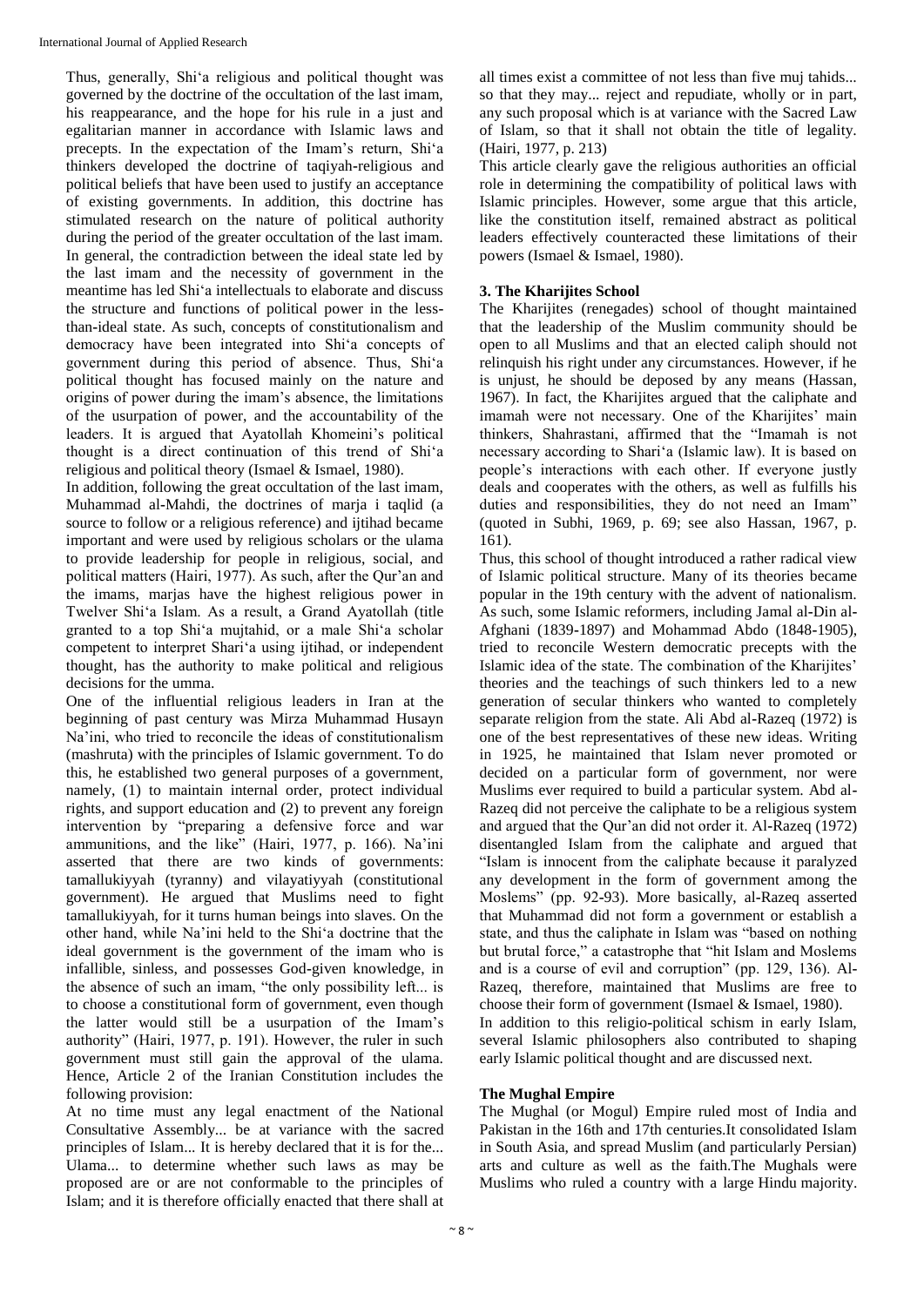Thus, generally, Shi'a religious and political thought was governed by the doctrine of the occultation of the last imam, his reappearance, and the hope for his rule in a just and egalitarian manner in accordance with Islamic laws and precepts. In the expectation of the Imam's return, Shi'a thinkers developed the doctrine of taqiyah-religious and political beliefs that have been used to justify an acceptance of existing governments. In addition, this doctrine has stimulated research on the nature of political authority during the period of the greater occultation of the last imam. In general, the contradiction between the ideal state led by the last imam and the necessity of government in the meantime has led Shi'a intellectuals to elaborate and discuss the structure and functions of political power in the less-than-ideal state. As such, concepts of constitutionalism and democracy have been integrated into Shi'a concepts of government during this period of absence. Thus, Shi'a political thought has focused mainly on the nature and origins of power during the imam's absence, the limitations of the usurpation of power, and the accountability of the leaders. It is argued that Ayatollah Khomeini's political thought is a direct continuation of this trend of Shi'a religious and political theory (Ismael & Ismael, 1980).

In addition, following the great occultation of the last imam, Muhammad al-Mahdi, the doctrines of marja i taqlid (a source to follow or a religious reference) and ijtihad became important and were used by religious scholars or the ulama to provide leadership for people in religious, social, and political matters (Hairi, 1977). As such, after the Qur'an and the imams, marjas have the highest religious power in Twelver Shi'a Islam. As a result, a Grand Ayatollah (title granted to a top Shi'a mujtahid, or a male Shi'a scholar competent to interpret Shari'a using ijtihad, or independent thought, has the authority to make political and religious decisions for the umma.

One of the influential religious leaders in Iran at the beginning of past century was Mirza Muhammad Husayn Na'ini, who tried to reconcile the ideas of constitutionalism (mashruta) with the principles of Islamic government. To do this, he established two general purposes of a government, namely, (1) to maintain internal order, protect individual rights, and support education and (2) to prevent any foreign intervention by "preparing a defensive force and war ammunitions, and the like" (Hairi, 1977, p. 166). Na'ini asserted that there are two kinds of governments: tamallukiyyah (tyranny) and vilayatiyyah (constitutional government). He argued that Muslims need to fight tamallukiyyah, for it turns human beings into slaves. On the other hand, while Na'ini held to the Shi'a doctrine that the ideal government is the government of the imam who is infallible, sinless, and possesses God-given knowledge, in the absence of such an imam, "the only possibility left... is to choose a constitutional form of government, even though the latter would still be a usurpation of the Imam's authority" (Hairi, 1977, p. 191). However, the ruler in such government must still gain the approval of the ulama. Hence, Article 2 of the Iranian Constitution includes the following provision:

At no time must any legal enactment of the National Consultative Assembly... be at variance with the sacred principles of Islam... It is hereby declared that it is for the... Ulama... to determine whether such laws as may be proposed are or are not conformable to the principles of Islam; and it is therefore officially enacted that there shall at all times exist a committee of not less than five muj tahids... so that they may... reject and repudiate, wholly or in part, any such proposal which is at variance with the Sacred Law of Islam, so that it shall not obtain the title of legality. (Hairi, 1977, p. 213)

This article clearly gave the religious authorities an official role in determining the compatibility of political laws with Islamic principles. However, some argue that this article, like the constitution itself, remained abstract as political leaders effectively counteracted these limitations of their powers (Ismael & Ismael, 1980).

## 3. The Kharijites School

The Kharijites (renegades) school of thought maintained that the leadership of the Muslim community should be open to all Muslims and that an elected caliph should not relinquish his right under any circumstances. However, if he is unjust, he should be deposed by any means (Hassan, 1967). In fact, the Kharijites argued that the caliphate and imamah were not necessary. One of the Kharijites' main thinkers, Shahrastani, affirmed that the "Imamah is not necessary according to Shari'a (Islamic law). It is based on people's interactions with each other. If everyone justly deals and cooperates with the others, as well as fulfills his duties and responsibilities, they do not need an Imam" (quoted in Subhi, 1969, p. 69; see also Hassan, 1967, p. 161).

Thus, this school of thought introduced a rather radical view of Islamic political structure. Many of its theories became popular in the 19th century with the advent of nationalism. As such, some Islamic reformers, including Jamal al-Din al-Afghani (1839-1897) and Mohammad Abdo (1848-1905), tried to reconcile Western democratic precepts with the Islamic idea of the state. The combination of the Kharijites' theories and the teachings of such thinkers led to a new generation of secular thinkers who wanted to completely separate religion from the state. Ali Abd al-Razeq (1972) is one of the best representatives of these new ideas. Writing in 1925, he maintained that Islam never promoted or decided on a particular form of government, nor were Muslims ever required to build a particular system. Abd al-Razeq did not perceive the caliphate to be a religious system and argued that the Qur'an did not order it. Al-Razeq (1972) disentangled Islam from the caliphate and argued that "Islam is innocent from the caliphate because it paralyzed any development in the form of government among the Moslems" (pp. 92-93). More basically, al-Razeq asserted that Muhammad did not form a government or establish a state, and thus the caliphate in Islam was "based on nothing but brutal force," a catastrophe that "hit Islam and Moslems and is a course of evil and corruption" (pp. 129, 136). Al-Razeq, therefore, maintained that Muslims are free to choose their form of government (Ismael & Ismael, 1980).

In addition to this religio-political schism in early Islam, several Islamic philosophers also contributed to shaping early Islamic political thought and are discussed next.

## The Mughal Empire

The Mughal (or Mogul) Empire ruled most of India and Pakistan in the 16th and 17th centuries.It consolidated Islam in South Asia, and spread Muslim (and particularly Persian) arts and culture as well as the faith.The Mughals were Muslims who ruled a country with a large Hindu majority.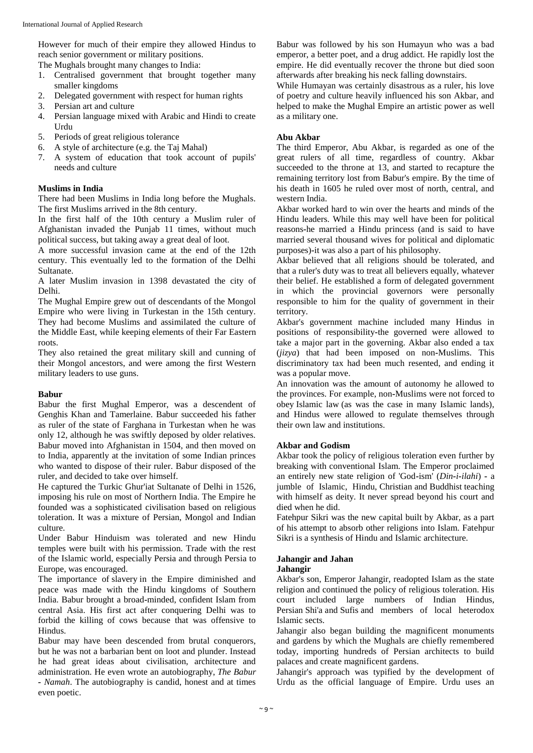However for much of their empire they allowed Hindus to reach senior government or military positions.

The Mughals brought many changes to India:

1. Centralised government that brought together many smaller kingdoms
2. Delegated government with respect for human rights
3. Persian art and culture
4. Persian language mixed with Arabic and Hindi to create Urdu
5. Periods of great religious tolerance
6. A style of architecture (e.g. the Taj Mahal)
7. A system of education that took account of pupils' needs and culture

**Muslims in India**

There had been Muslims in India long before the Mughals. The first Muslims arrived in the 8th century.

In the first half of the 10th century a Muslim ruler of Afghanistan invaded the Punjab 11 times, without much political success, but taking away a great deal of loot.

A more successful invasion came at the end of the 12th century. This eventually led to the formation of the Delhi Sultanate.

A later Muslim invasion in 1398 devastated the city of Delhi.

The Mughal Empire grew out of descendants of the Mongol Empire who were living in Turkestan in the 15th century. They had become Muslims and assimilated the culture of the Middle East, while keeping elements of their Far Eastern roots.

They also retained the great military skill and cunning of their Mongol ancestors, and were among the first Western military leaders to use guns.

**Babur**

Babur the first Mughal Emperor, was a descendent of Genghis Khan and Tamerlaine. Babur succeeded his father as ruler of the state of Farghana in Turkestan when he was only 12, although he was swiftly deposed by older relatives. Babur moved into Afghanistan in 1504, and then moved on to India, apparently at the invitation of some Indian princes who wanted to dispose of their ruler. Babur disposed of the ruler, and decided to take over himself.

He captured the Turkic Ghur'iat Sultanate of Delhi in 1526, imposing his rule on most of Northern India. The Empire he founded was a sophisticated civilisation based on religious toleration. It was a mixture of Persian, Mongol and Indian culture.

Under Babur Hinduism was tolerated and new Hindu temples were built with his permission. Trade with the rest of the Islamic world, especially Persia and through Persia to Europe, was encouraged.

The importance of slavery in the Empire diminished and peace was made with the Hindu kingdoms of Southern India. Babur brought a broad-minded, confident Islam from central Asia. His first act after conquering Delhi was to forbid the killing of cows because that was offensive to Hindus.

Babur may have been descended from brutal conquerors, but he was not a barbarian bent on loot and plunder. Instead he had great ideas about civilisation, architecture and administration. He even wrote an autobiography, *The Babur - Namah*. The autobiography is candid, honest and at times even poetic.

Babur was followed by his son Humayun who was a bad emperor, a better poet, and a drug addict. He rapidly lost the empire. He did eventually recover the throne but died soon afterwards after breaking his neck falling downstairs.

While Humayan was certainly disastrous as a ruler, his love of poetry and culture heavily influenced his son Akbar, and helped to make the Mughal Empire an artistic power as well as a military one.

**Abu Akbar**

The third Emperor, Abu Akbar, is regarded as one of the great rulers of all time, regardless of country. Akbar succeeded to the throne at 13, and started to recapture the remaining territory lost from Babur's empire. By the time of his death in 1605 he ruled over most of north, central, and western India.

Akbar worked hard to win over the hearts and minds of the Hindu leaders. While this may well have been for political reasons-he married a Hindu princess (and is said to have married several thousand wives for political and diplomatic purposes)-it was also a part of his philosophy.

Akbar believed that all religions should be tolerated, and that a ruler's duty was to treat all believers equally, whatever their belief. He established a form of delegated government in which the provincial governors were personally responsible to him for the quality of government in their territory.

Akbar's government machine included many Hindus in positions of responsibility-the governed were allowed to take a major part in the governing. Akbar also ended a tax (*jizya*) that had been imposed on non-Muslims. This discriminatory tax had been much resented, and ending it was a popular move.

An innovation was the amount of autonomy he allowed to the provinces. For example, non-Muslims were not forced to obey Islamic law (as was the case in many Islamic lands), and Hindus were allowed to regulate themselves through their own law and institutions.

**Akbar and Godism**

Akbar took the policy of religious toleration even further by breaking with conventional Islam. The Emperor proclaimed an entirely new state religion of 'God-ism' (*Din-i-ilahi*) - a jumble of Islamic, Hindu, Christian and Buddhist teaching with himself as deity. It never spread beyond his court and died when he did.

Fatehpur Sikri was the new capital built by Akbar, as a part of his attempt to absorb other religions into Islam. Fatehpur Sikri is a synthesis of Hindu and Islamic architecture.

**Jahangir and Jahan**

**Jahangir**

Akbar's son, Emperor Jahangir, readopted Islam as the state religion and continued the policy of religious toleration. His court included large numbers of Indian Hindus, Persian Shi'a and Sufis and members of local heterodox Islamic sects.

Jahangir also began building the magnificent monuments and gardens by which the Mughals are chiefly remembered today, importing hundreds of Persian architects to build palaces and create magnificent gardens.

Jahangir's approach was typified by the development of Urdu as the official language of Empire. Urdu uses an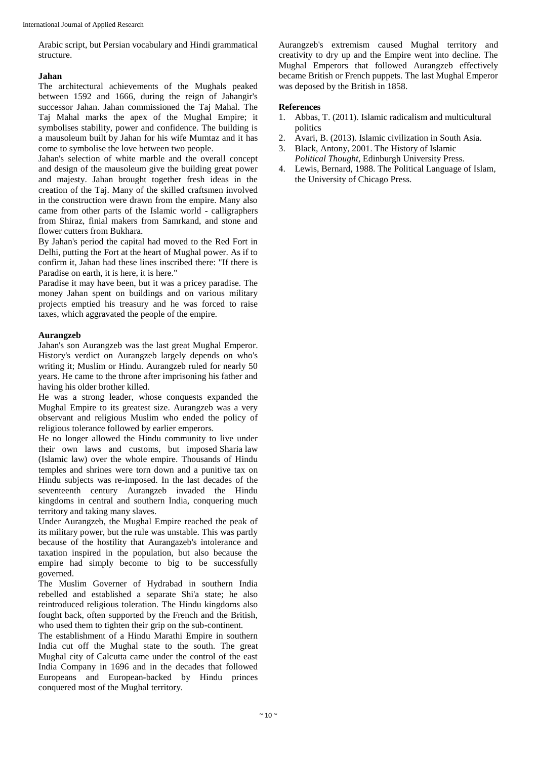Arabic script, but Persian vocabulary and Hindi grammatical structure.

**Jahan**

The architectural achievements of the Mughals peaked between 1592 and 1666, during the reign of Jahangir's successor Jahan. Jahan commissioned the Taj Mahal. The Taj Mahal marks the apex of the Mughal Empire; it symbolises stability, power and confidence. The building is a mausoleum built by Jahan for his wife Mumtaz and it has come to symbolise the love between two people.

Jahan's selection of white marble and the overall concept and design of the mausoleum give the building great power and majesty. Jahan brought together fresh ideas in the creation of the Taj. Many of the skilled craftsmen involved in the construction were drawn from the empire. Many also came from other parts of the Islamic world - calligraphers from Shiraz, finial makers from Samrkand, and stone and flower cutters from Bukhara.

By Jahan's period the capital had moved to the Red Fort in Delhi, putting the Fort at the heart of Mughal power. As if to confirm it, Jahan had these lines inscribed there: "If there is Paradise on earth, it is here, it is here."

Paradise it may have been, but it was a pricey paradise. The money Jahan spent on buildings and on various military projects emptied his treasury and he was forced to raise taxes, which aggravated the people of the empire.

**Aurangzeb**

Jahan's son Aurangzeb was the last great Mughal Emperor. History's verdict on Aurangzeb largely depends on who's writing it; Muslim or Hindu. Aurangzeb ruled for nearly 50 years. He came to the throne after imprisoning his father and having his older brother killed.

He was a strong leader, whose conquests expanded the Mughal Empire to its greatest size. Aurangzeb was a very observant and religious Muslim who ended the policy of religious tolerance followed by earlier emperors.

He no longer allowed the Hindu community to live under their own laws and customs, but imposed Sharia law (Islamic law) over the whole empire. Thousands of Hindu temples and shrines were torn down and a punitive tax on Hindu subjects was re-imposed. In the last decades of the seventeenth century Aurangzeb invaded the Hindu kingdoms in central and southern India, conquering much territory and taking many slaves.

Under Aurangzeb, the Mughal Empire reached the peak of its military power, but the rule was unstable. This was partly because of the hostility that Aurangazeb's intolerance and taxation inspired in the population, but also because the empire had simply become to big to be successfully governed.

The Muslim Governer of Hydrabad in southern India rebelled and established a separate Shi'a state; he also reintroduced religious toleration. The Hindu kingdoms also fought back, often supported by the French and the British, who used them to tighten their grip on the sub-continent.

The establishment of a Hindu Marathi Empire in southern India cut off the Mughal state to the south. The great Mughal city of Calcutta came under the control of the east India Company in 1696 and in the decades that followed Europeans and European-backed by Hindu princes conquered most of the Mughal territory.

Aurangzeb's extremism caused Mughal territory and creativity to dry up and the Empire went into decline. The Mughal Emperors that followed Aurangzeb effectively became British or French puppets. The last Mughal Emperor was deposed by the British in 1858.

**References**

1. Abbas, T. (2011). Islamic radicalism and multicultural politics
2. Avari, B. (2013). Islamic civilization in South Asia.
3. Black, Antony, 2001. The History of Islamic *Political Thought*, Edinburgh University Press.
4. Lewis, Bernard, 1988. The Political Language of Islam, the University of Chicago Press.